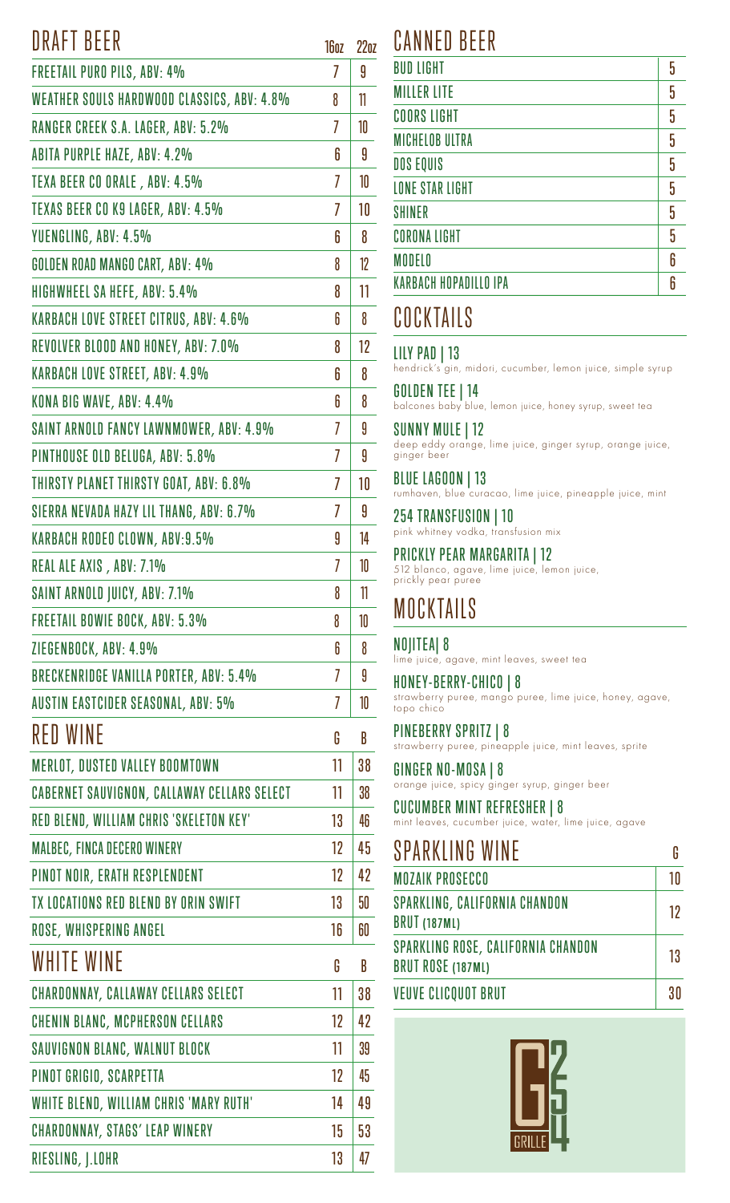## DRAFT BEER

| DRAFT BEER | 16oz | 22oz |
|---|---|---|
| FREETAIL PURO PILS, ABV: 4% | 7 | 9 |
| WEATHER SOULS HARDWOOD CLASSICS, ABV: 4.8% | 8 | 11 |
| RANGER CREEK S.A. LAGER, ABV: 5.2% | 7 | 10 |
| ABITA PURPLE HAZE, ABV: 4.2% | 6 | 9 |
| TEXA BEER CO ORALE , ABV: 4.5% | 7 | 10 |
| TEXAS BEER CO K9 LAGER, ABV: 4.5% | 7 | 10 |
| YUENGLING, ABV: 4.5% | 6 | 8 |
| GOLDEN ROAD MANGO CART, ABV: 4% | 8 | 12 |
| HIGHWHEEL SA HEFE, ABV: 5.4% | 8 | 11 |
| KARBACH LOVE STREET CITRUS, ABV: 4.6% | 6 | 8 |
| REVOLVER BLOOD AND HONEY, ABV: 7.0% | 8 | 12 |
| KARBACH LOVE STREET, ABV: 4.9% | 6 | 8 |
| KONA BIG WAVE, ABV: 4.4% | 6 | 8 |
| SAINT ARNOLD FANCY LAWNMOWER, ABV: 4.9% | 7 | 9 |
| PINTHOUSE OLD BELUGA, ABV: 5.8% | 7 | 9 |
| THIRSTY PLANET THIRSTY GOAT, ABV: 6.8% | 7 | 10 |
| SIERRA NEVADA HAZY LIL THANG, ABV: 6.7% | 7 | 9 |
| KARBACH RODEO CLOWN, ABV:9.5% | 9 | 14 |
| REAL ALE AXIS , ABV: 7.1% | 7 | 10 |
| SAINT ARNOLD JUICY, ABV: 7.1% | 8 | 11 |
| FREETAIL BOWIE BOCK, ABV: 5.3% | 8 | 10 |
| ZIEGENBOCK, ABV: 4.9% | 6 | 8 |
| BRECKENRIDGE VANILLA PORTER, ABV: 5.4% | 7 | 9 |
| AUSTIN EASTCIDER SEASONAL, ABV: 5% | 7 | 10 |

## RED WINE

| RED WINE | G | B |
|---|---|---|
| MERLOT, DUSTED VALLEY BOOMTOWN | 11 | 38 |
| CABERNET SAUVIGNON, CALLAWAY CELLARS SELECT | 11 | 38 |
| RED BLEND, WILLIAM CHRIS 'SKELETON KEY' | 13 | 46 |
| MALBEC, FINCA DECERO WINERY | 12 | 45 |
| PINOT NOIR, ERATH RESPLENDENT | 12 | 42 |
| TX LOCATIONS RED BLEND BY ORIN SWIFT | 13 | 50 |
| ROSE, WHISPERING ANGEL | 16 | 60 |

## WHITE WINE

| WHITE WINE | G | B |
|---|---|---|
| CHARDONNAY, CALLAWAY CELLARS SELECT | 11 | 38 |
| CHENIN BLANC, MCPHERSON CELLARS | 12 | 42 |
| SAUVIGNON BLANC, WALNUT BLOCK | 11 | 39 |
| PINOT GRIGIO, SCARPETTA | 12 | 45 |
| WHITE BLEND, WILLIAM CHRIS 'MARY RUTH' | 14 | 49 |
| CHARDONNAY, STAGS' LEAP WINERY | 15 | 53 |
| RIESLING, J.LOHR | 13 | 47 |

## CANNED BEER

| CANNED BEER | |
|---|---|
| BUD LIGHT | 5 |
| MILLER LITE | 5 |
| COORS LIGHT | 5 |
| MICHELOB ULTRA | 5 |
| DOS EQUIS | 5 |
| LONE STAR LIGHT | 5 |
| SHINER | 5 |
| CORONA LIGHT | 5 |
| MODELO | 6 |
| KARBACH HOPADILLO IPA | 6 |

## COCKTAILS

**LILY PAD | 13**
hendrick's gin, midori, cucumber, lemon juice, simple syrup

**GOLDEN TEE | 14**
balcones baby blue, lemon juice, honey syrup, sweet tea

**SUNNY MULE | 12**
deep eddy orange, lime juice, ginger syrup, orange juice, ginger beer

**BLUE LAGOON | 13**
rumhaven, blue curacao, lime juice, pineapple juice, mint

**254 TRANSFUSION | 10**
pink whitney vodka, transfusion mix

**PRICKLY PEAR MARGARITA | 12**
512 blanco, agave, lime juice, lemon juice, prickly pear puree

## MOCKTAILS

**NOJITEA| 8**
lime juice, agave, mint leaves, sweet tea

**HONEY-BERRY-CHICO | 8**
strawberry puree, mango puree, lime juice, honey, agave, topo chico

**PINEBERRY SPRITZ | 8**
strawberry puree, pineapple juice, mint leaves, sprite

**GINGER NO-MOSA | 8**
orange juice, spicy ginger syrup, ginger beer

**CUCUMBER MINT REFRESHER | 8**
mint leaves, cucumber juice, water, lime juice, agave

## SPARKLING WINE

| SPARKLING WINE | G |
|---|---|
| MOZAIK PROSECCO | 10 |
| SPARKLING, CALIFORNIA CHANDON BRUT (187ML) | 12 |
| SPARKLING ROSE, CALIFORNIA CHANDON BRUT ROSE (187ML) | 13 |
| VEUVE CLICQUOT BRUT | 30 |

G254 GRILLE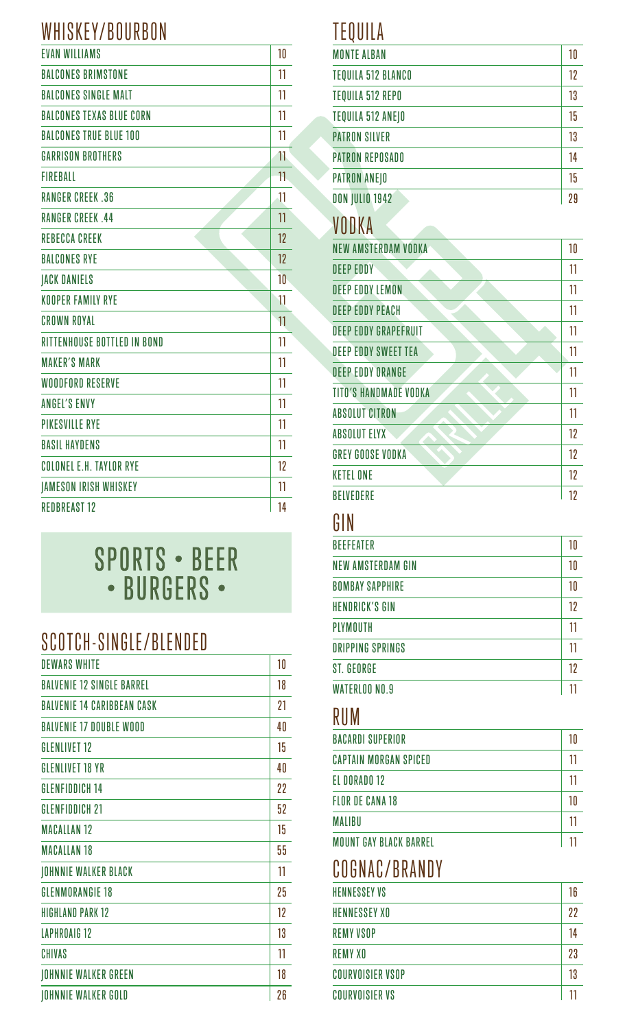## WHISKEY/BOURBON

| | |
|---|---|
| EVAN WILLIAMS | 10 |
| BALCONES BRIMSTONE | 11 |
| BALCONES SINGLE MALT | 11 |
| BALCONES TEXAS BLUE CORN | 11 |
| BALCONES TRUE BLUE 100 | 11 |
| GARRISON BROTHERS | 11 |
| FIREBALL | 11 |
| RANGER CREEK .36 | 11 |
| RANGER CREEK .44 | 11 |
| REBECCA CREEK | 12 |
| BALCONES RYE | 12 |
| JACK DANIELS | 10 |
| KOOPER FAMILY RYE | 11 |
| CROWN ROYAL | 11 |
| RITTENHOUSE BOTTLED IN BOND | 11 |
| MAKER'S MARK | 11 |
| WOODFORD RESERVE | 11 |
| ANGEL'S ENVY | 11 |
| PIKESVILLE RYE | 11 |
| BASIL HAYDENS | 11 |
| COLONEL E.H. TAYLOR RYE | 12 |
| JAMESON IRISH WHISKEY | 11 |
| REDBREAST 12 | 14 |

**SPORTS • BEER • BURGERS •**

## SCOTCH-SINGLE/BLENDED

| | |
|---|---|
| DEWARS WHITE | 10 |
| BALVENIE 12 SINGLE BARREL | 18 |
| BALVENIE 14 CARIBBEAN CASK | 21 |
| BALVENIE 17 DOUBLE WOOD | 40 |
| GLENLIVET 12 | 15 |
| GLENLIVET 18 YR | 40 |
| GLENFIDDICH 14 | 22 |
| GLENFIDDICH 21 | 52 |
| MACALLAN 12 | 15 |
| MACALLAN 18 | 55 |
| JOHNNIE WALKER BLACK | 11 |
| GLENMORANGIE 18 | 25 |
| HIGHLAND PARK 12 | 12 |
| LAPHROAIG 12 | 13 |
| CHIVAS | 11 |
| JOHNNIE WALKER GREEN | 18 |
| JOHNNIE WALKER GOLD | 26 |

## TEQUILA

| | |
|---|---|
| MONTE ALBAN | 10 |
| TEQUILA 512 BLANCO | 12 |
| TEQUILA 512 REPO | 13 |
| TEQUILA 512 ANEJO | 15 |
| PATRON SILVER | 13 |
| PATRON REPOSADO | 14 |
| PATRON ANEJO | 15 |
| DON JULIO 1942 | 29 |

## VODKA

| | |
|---|---|
| NEW AMSTERDAM VODKA | 10 |
| DEEP EDDY | 11 |
| DEEP EDDY LEMON | 11 |
| DEEP EDDY PEACH | 11 |
| DEEP EDDY GRAPEFRUIT | 11 |
| DEEP EDDY SWEET TEA | 11 |
| DEEP EDDY ORANGE | 11 |
| TITO'S HANDMADE VODKA | 11 |
| ABSOLUT CITRON | 11 |
| ABSOLUT ELYX | 12 |
| GREY GOOSE VODKA | 12 |
| KETEL ONE | 12 |
| BELVEDERE | 12 |

## GIN

| | |
|---|---|
| BEEFEATER | 10 |
| NEW AMSTERDAM GIN | 10 |
| BOMBAY SAPPHIRE | 10 |
| HENDRICK'S GIN | 12 |
| PLYMOUTH | 11 |
| DRIPPING SPRINGS | 11 |
| ST. GEORGE | 12 |
| WATERLOO NO.9 | 11 |

## RUM

| | |
|---|---|
| BACARDI SUPERIOR | 10 |
| CAPTAIN MORGAN SPICED | 11 |
| EL DORADO 12 | 11 |
| FLOR DE CANA 18 | 10 |
| MALIBU | 11 |
| MOUNT GAY BLACK BARREL | 11 |

## COGNAC/BRANDY

| | |
|---|---|
| HENNESSEY VS | 16 |
| HENNESSEY XO | 22 |
| REMY VSOP | 14 |
| REMY XO | 23 |
| COURVOISIER VSOP | 13 |
| COURVOISIER VS | 11 |